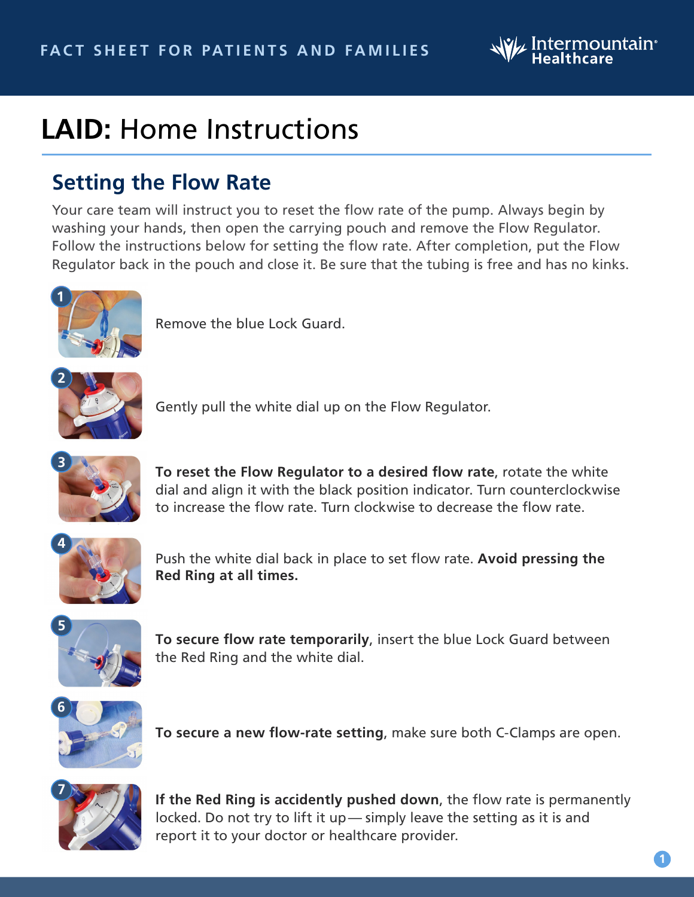FACT SHEET FOR PATIENTS AND FAMILIES

# **LAID:** Home Instructions

## Setting the Flow Rate

Your care team will instruct you to reset the flow rate of the pump. Always begin by washing your hands, then open the carrying pouch and remove the Flow Regulator. Follow the instructions below for setting the flow rate. After completion, put the Flow Regulator back in the pouch and close it. Be sure that the tubing is free and has no kinks.

1. Remove the blue Lock Guard.

2. Gently pull the white dial up on the Flow Regulator.

3. **To reset the Flow Regulator to a desired flow rate,** rotate the white dial and align it with the black position indicator. Turn counterclockwise to increase the flow rate. Turn clockwise to decrease the flow rate.

4. Push the white dial back in place to set flow rate. **Avoid pressing the Red Ring at all times.**

5. **To secure flow rate temporarily**, insert the blue Lock Guard between the Red Ring and the white dial.

6. **To secure a new flow-rate setting**, make sure both C-Clamps are open.

7. **If the Red Ring is accidently pushed down**, the flow rate is permanently locked. Do not try to lift it up— simply leave the setting as it is and report it to your doctor or healthcare provider.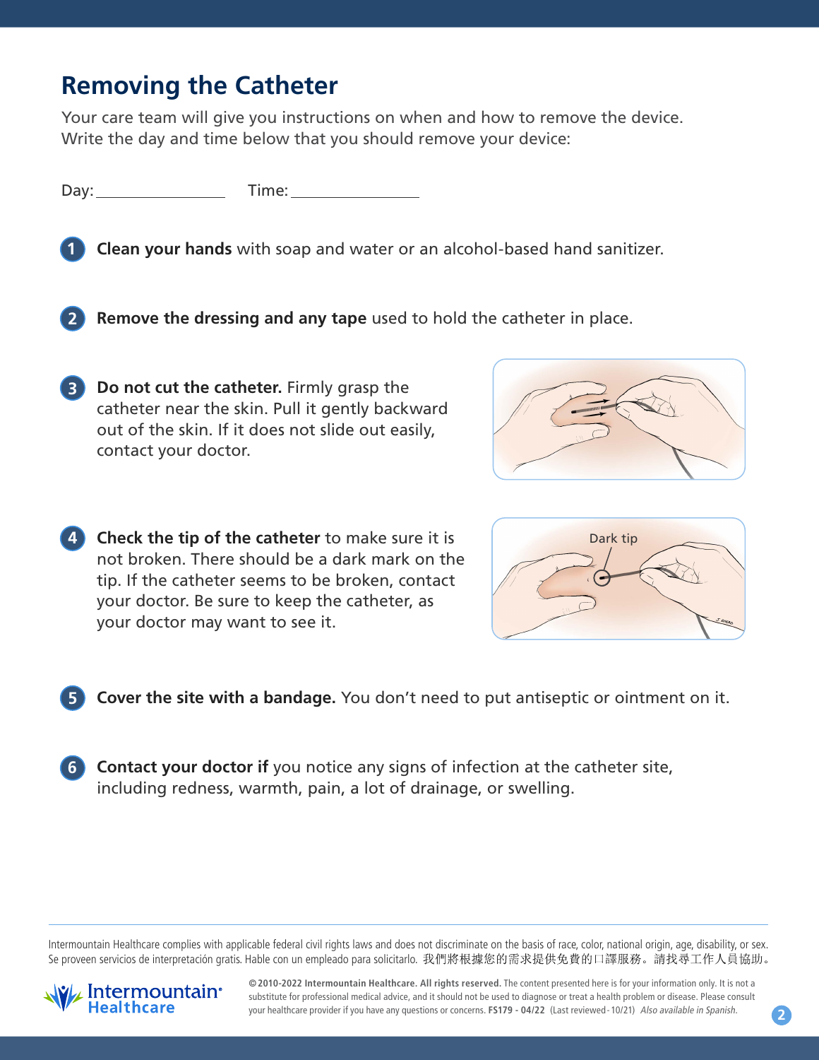# Removing the Catheter

Your care team will give you instructions on when and how to remove the device. Write the day and time below that you should remove your device:

Day: ________________ Time: ________________

1. **Clean your hands** with soap and water or an alcohol-based hand sanitizer.

2. **Remove the dressing and any tape** used to hold the catheter in place.

3. **Do not cut the catheter.** Firmly grasp the catheter near the skin. Pull it gently backward out of the skin. If it does not slide out easily, contact your doctor.

4. **Check the tip of the catheter** to make sure it is not broken. There should be a dark mark on the tip. If the catheter seems to be broken, contact your doctor. Be sure to keep the catheter, as your doctor may want to see it.

   Dark tip

5. **Cover the site with a bandage.** You don't need to put antiseptic or ointment on it.

6. **Contact your doctor if** you notice any signs of infection at the catheter site, including redness, warmth, pain, a lot of drainage, or swelling.

---

Intermountain Healthcare complies with applicable federal civil rights laws and does not discriminate on the basis of race, color, national origin, age, disability, or sex. Se proveen servicios de interpretación gratis. Hable con un empleado para solicitarlo. 我們將根據您的需求提供免費的口譯服務。請找尋工作人員協助。

Intermountain Healthcare

**© 2010-2022 Intermountain Healthcare. All rights reserved.** The content presented here is for your information only. It is not a substitute for professional medical advice, and it should not be used to diagnose or treat a health problem or disease. Please consult your healthcare provider if you have any questions or concerns. **FS179 - 04/22** (Last reviewed - 10/21) *Also available in Spanish.*